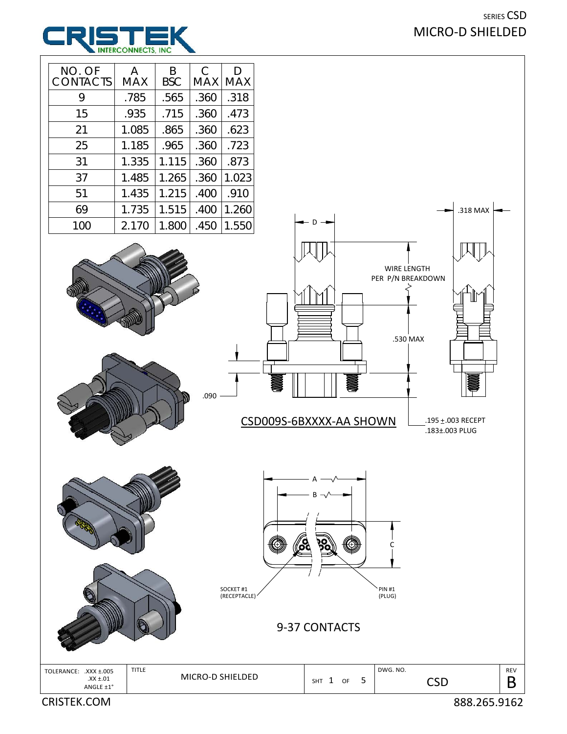SERIES CSD
# MICRO-D SHIELDED

| NO. OF CONTACTS | A MAX | B BSC | C MAX | D MAX |
|---|---|---|---|---|
| 9 | .785 | .565 | .360 | .318 |
| 15 | .935 | .715 | .360 | .473 |
| 21 | 1.085 | .865 | .360 | .623 |
| 25 | 1.185 | .965 | .360 | .723 |
| 31 | 1.335 | 1.115 | .360 | .873 |
| 37 | 1.485 | 1.265 | .360 | 1.023 |
| 51 | 1.435 | 1.215 | .400 | .910 |
| 69 | 1.735 | 1.515 | .400 | 1.260 |
| 100 | 2.170 | 1.800 | .450 | 1.550 |

D

.318 MAX

WIRE LENGTH PER P/N BREAKDOWN

.530 MAX

.090

CSD009S-6BXXXX-AA SHOWN

.195 ±.003 RECEPT
.183±.003 PLUG

A

B

C

SOCKET #1 (RECEPTACLE)

PIN #1 (PLUG)

9-37 CONTACTS

| TOLERANCE: .XXX ±.005 .XX ±.01 ANGLE ±1° | TITLE MICRO-D SHIELDED | SHT 1 OF 5 | DWG. NO. CSD | REV B |
|---|---|---|---|---|

CRISTEK.COM

888.265.9162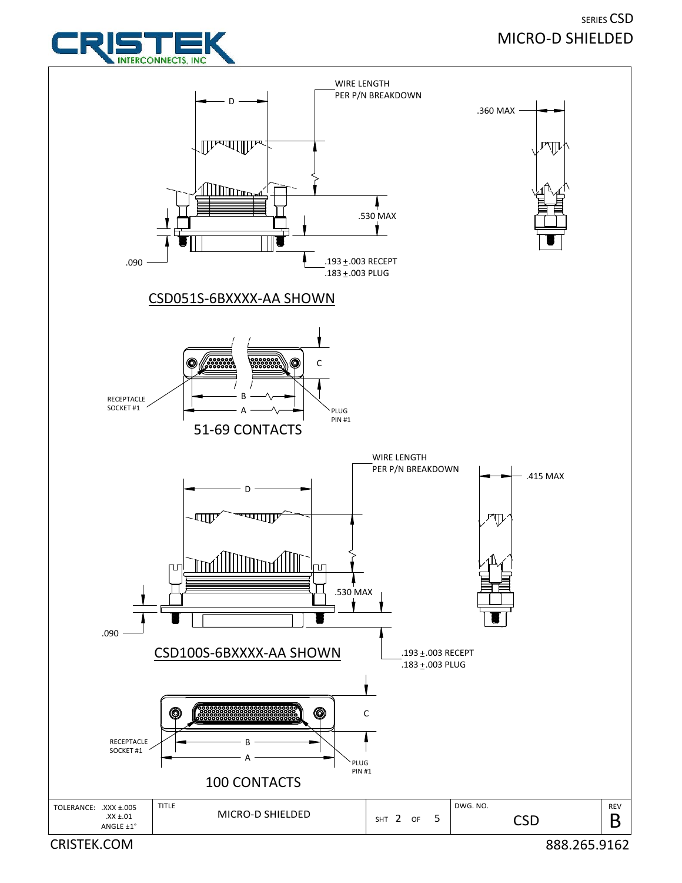SERIES CSD
MICRO-D SHIELDED

WIRE LENGTH
PER P/N BREAKDOWN

D

.360 MAX

.530 MAX

.090

.193 ±.003 RECEPT
.183 ±.003 PLUG

CSD051S-6BXXXX-AA SHOWN

C

RECEPTACLE
SOCKET #1

B

A

PLUG
PIN #1

51-69 CONTACTS

WIRE LENGTH
PER P/N BREAKDOWN

D

.415 MAX

.530 MAX

.090

CSD100S-6BXXXX-AA SHOWN

.193 ±.003 RECEPT
.183 ±.003 PLUG

C

RECEPTACLE
SOCKET #1

B

A

PLUG
PIN #1

100 CONTACTS

| TOLERANCE: .XXX ±.005<br>.XX ±.01<br>ANGLE ±1° | TITLE<br>MICRO-D SHIELDED | SHT 2 OF 5 | DWG. NO.<br>CSD | REV<br>B |
|---|---|---|---|---|

CRISTEK.COM 888.265.9162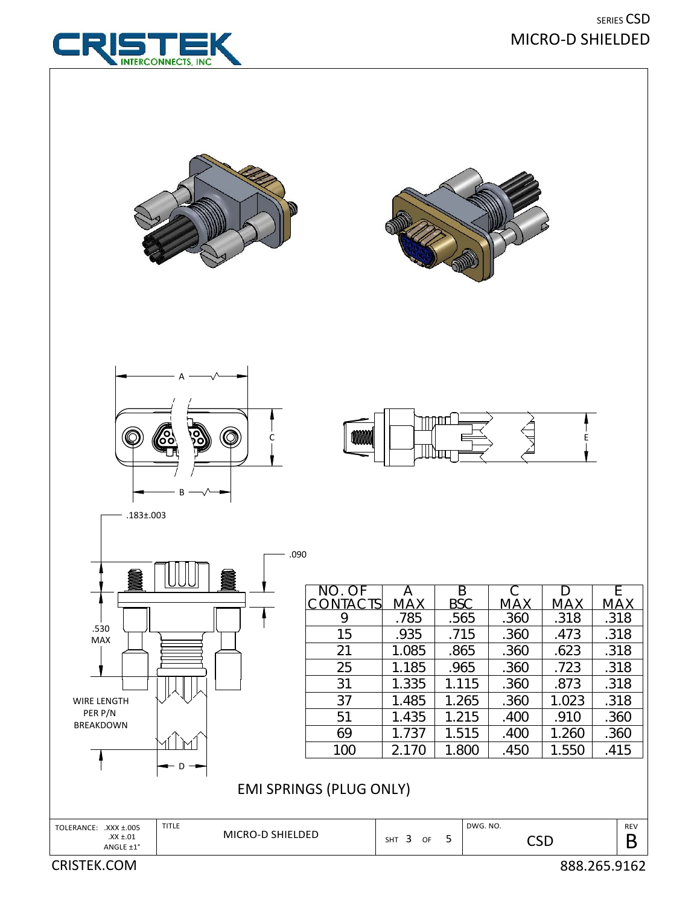SERIES CSD
MICRO-D SHIELDED

A
B
C
E
.183±.003
.090
.530 MAX
WIRE LENGTH PER P/N BREAKDOWN
D

| NO. OF CONTACTS | A MAX | B BSC | C MAX | D MAX | E MAX |
|---|---|---|---|---|---|
| 9 | .785 | .565 | .360 | .318 | .318 |
| 15 | .935 | .715 | .360 | .473 | .318 |
| 21 | 1.085 | .865 | .360 | .623 | .318 |
| 25 | 1.185 | .965 | .360 | .723 | .318 |
| 31 | 1.335 | 1.115 | .360 | .873 | .318 |
| 37 | 1.485 | 1.265 | .360 | 1.023 | .318 |
| 51 | 1.435 | 1.215 | .400 | .910 | .360 |
| 69 | 1.737 | 1.515 | .400 | 1.260 | .360 |
| 100 | 2.170 | 1.800 | .450 | 1.550 | .415 |

EMI SPRINGS (PLUG ONLY)

| TOLERANCE: .XXX ±.005 .XX ±.01 ANGLE ±1° | TITLE: MICRO-D SHIELDED | SHT 3 OF 5 | DWG. NO. CSD | REV B |
|---|---|---|---|---|

CRISTEK.COM
888.265.9162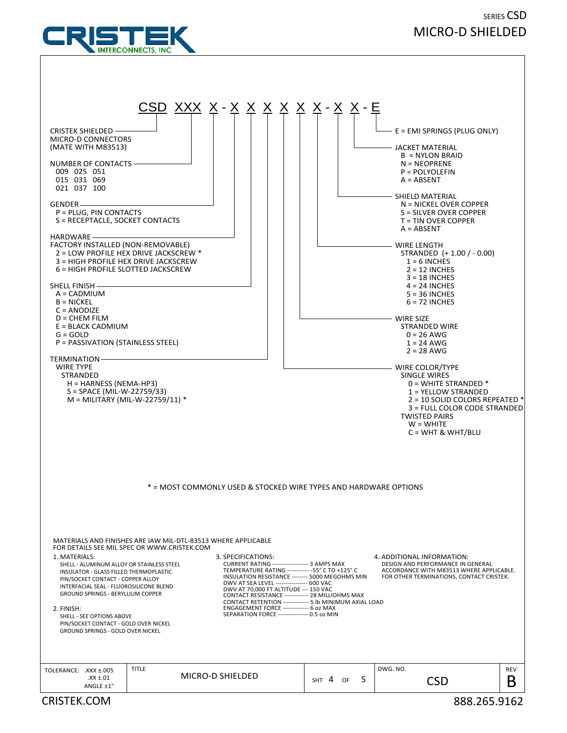SERIES CSD
MICRO-D SHIELDED

CRISTEK INTERCONNECTS, INC

## CSD XXX X - X X X X X X - X X - E

**CRISTEK SHIELDED MICRO-D CONNECTORS (MATE WITH M83513)**

**NUMBER OF CONTACTS**
- 009 025 051
- 015 031 069
- 021 037 100

**GENDER**
- P = PLUG, PIN CONTACTS
- S = RECEPTACLE, SOCKET CONTACTS

**HARDWARE**
FACTORY INSTALLED (NON-REMOVABLE)
- 2 = LOW PROFILE HEX DRIVE JACKSCREW *
- 3 = HIGH PROFILE HEX DRIVE JACKSCREW
- 6 = HIGH PROFILE SLOTTED JACKSCREW

**SHELL FINISH**
- A = CADMIUM
- B = NICKEL
- C = ANODIZE
- D = CHEM FILM
- E = BLACK CADMIUM
- G = GOLD
- P = PASSIVATION (STAINLESS STEEL)

**TERMINATION**
WIRE TYPE
STRANDED
- H = HARNESS (NEMA-HP3)
- S = SPACE (MIL-W-22759/33)
- M = MILITARY (MIL-W-22759/11) *

**WIRE COLOR/TYPE**
SINGLE WIRES
- 0 = WHITE STRANDED *
- 1 = YELLOW STRANDED
- 2 = 10 SOLID COLORS REPEATED *
- 3 = FULL COLOR CODE STRANDED

TWISTED PAIRS
- W = WHITE
- C = WHT & WHT/BLU

**WIRE SIZE**
STRANDED WIRE
- 0 = 26 AWG
- 1 = 24 AWG
- 2 = 28 AWG

**WIRE LENGTH**
STRANDED (+ 1.00 / - 0.00)
- 1 = 6 INCHES
- 2 = 12 INCHES
- 3 = 18 INCHES
- 4 = 24 INCHES
- 5 = 36 INCHES
- 6 = 72 INCHES

**SHIELD MATERIAL**
- N = NICKEL OVER COPPER
- S = SILVER OVER COPPER
- T = TIN OVER COPPER
- A = ABSENT

**JACKET MATERIAL**
- B = NYLON BRAID
- N = NEOPRENE
- P = POLYOLEFIN
- A = ABSENT

**E = EMI SPRINGS (PLUG ONLY)**

\* = MOST COMMONLY USED & STOCKED WIRE TYPES AND HARDWARE OPTIONS

MATERIALS AND FINISHES ARE IAW MIL-DTL-83513 WHERE APPLICABLE
FOR DETAILS SEE MIL SPEC OR WWW.CRISTEK.COM

1. MATERIALS:
   - SHELL - ALUMINUM ALLOY OR STAINLESS STEEL
   - INSULATOR - GLASS FILLED THERMOPLASTIC
   - PIN/SOCKET CONTACT - COPPER ALLOY
   - INTERFACIAL SEAL - FLUOROSILICONE BLEND
   - GROUND SPRINGS - BERYLLIUM COPPER

2. FINISH:
   - SHELL - SEE OPTIONS ABOVE
   - PIN/SOCKET CONTACT - GOLD OVER NICKEL
   - GROUND SPRINGS - GOLD OVER NICKEL

3. SPECIFICATIONS:
   - CURRENT RATING ------------------ 3 AMPS MAX
   - TEMPERATURE RATING ----------- -55° C TO +125° C
   - INSULATION RESISTANCE -------- 5000 MEGOHMS MIN
   - DWV AT SEA LEVEL ---------------- 600 VAC
   - DWV AT 70,000 FT ALTITUDE --- 150 VAC
   - CONTACT RESISTANCE ------------ 28 MILLIOHMS MAX
   - CONTACT RETENTION ------------- 5 lb MINIMUM AXIAL LOAD
   - ENGAGEMENT FORCE ------------- 6 oz MAX
   - SEPARATION FORCE --------------- 0.5 oz MIN

4. ADDITIONAL INFORMATION:
   DESIGN AND PERFORMANCE IN GENERAL ACCORDANCE WITH M83513 WHERE APPLICABLE. FOR OTHER TERMINATIONS, CONTACT CRISTEK.

| TOLERANCE: .XXX ±.005 .XX ±.01 ANGLE ±1° | TITLE MICRO-D SHIELDED | SHT 4 OF 5 | DWG. NO. CSD | REV B |
|---|---|---|---|---|

CRISTEK.COM 888.265.9162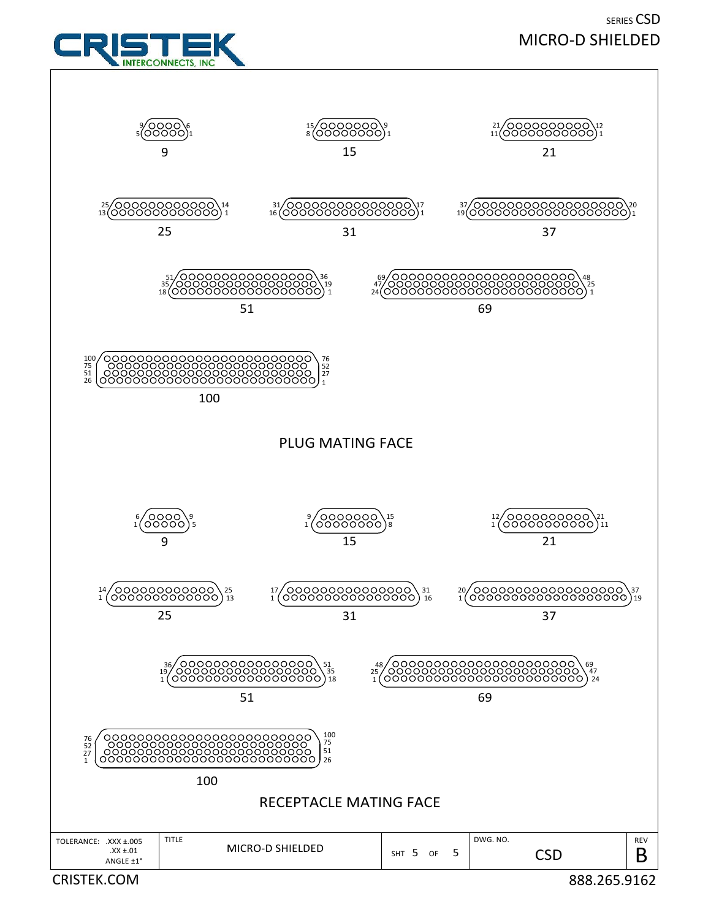SERIES CSD

MICRO-D SHIELDED

CRISTEK INTERCONNECTS, INC

9/6, 5/1

9

15/9, 8/1

15

21/12, 11/1

21

25/14, 13/1

25

31/17, 16/1

31

37/20, 19/1

37

51/36, 35/19, 18/1

51

69/48, 47/25, 24/1

69

100/76, 75/52, 51/27, 26/1

100

PLUG MATING FACE

6/9, 1/5

9

9/15, 1/8

15

12/21, 1/11

21

14/25, 1/13

25

17/31, 1/16

31

20/37, 1/19

37

36/51, 19/35, 1/18

51

48/69, 25/47, 1/24

69

76/100, 52/75, 27/51, 1/26

100

RECEPTACLE MATING FACE

| TOLERANCE: .XXX ±.005 .XX ±.01 ANGLE ±1° | TITLE MICRO-D SHIELDED | SHT 5 OF 5 | DWG. NO. CSD | REV B |
|---|---|---|---|---|

CRISTEK.COM

888.265.9162